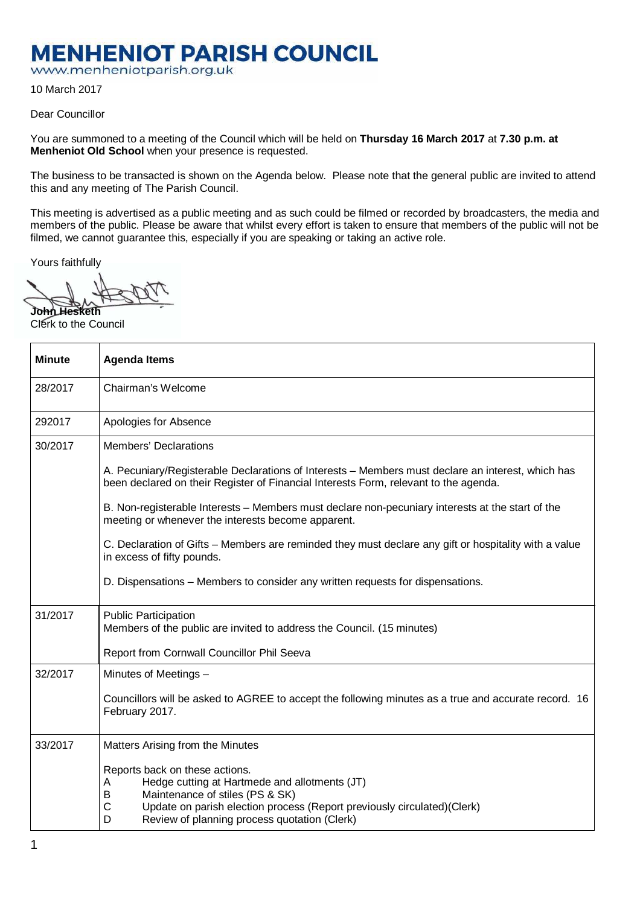# MENHENIOT PARISH COUNCIL

www.menheniotparish.org.uk

10 March 2017

Dear Councillor

You are summoned to a meeting of the Council which will be held on **Thursday 16 March 2017** at **7.30 p.m. at Menheniot Old School** when your presence is requested.

The business to be transacted is shown on the Agenda below. Please note that the general public are invited to attend this and any meeting of The Parish Council.

This meeting is advertised as a public meeting and as such could be filmed or recorded by broadcasters, the media and members of the public. Please be aware that whilst every effort is taken to ensure that members of the public will not be filmed, we cannot guarantee this, especially if you are speaking or taking an active role.

Yours faithfully

**John Hesketh**
Clerk to the Council

| Minute | Agenda Items |
|---|---|
| 28/2017 | Chairman's Welcome |
| 292017 | Apologies for Absence |
| 30/2017 | Members' Declarations<br><br>A. Pecuniary/Registerable Declarations of Interests – Members must declare an interest, which has been declared on their Register of Financial Interests Form, relevant to the agenda.<br><br>B. Non-registerable Interests – Members must declare non-pecuniary interests at the start of the meeting or whenever the interests become apparent.<br><br>C. Declaration of Gifts – Members are reminded they must declare any gift or hospitality with a value in excess of fifty pounds.<br><br>D. Dispensations – Members to consider any written requests for dispensations. |
| 31/2017 | Public Participation<br>Members of the public are invited to address the Council. (15 minutes)<br><br>Report from Cornwall Councillor Phil Seeva |
| 32/2017 | Minutes of Meetings –<br><br>Councillors will be asked to AGREE to accept the following minutes as a true and accurate record. 16 February 2017. |
| 33/2017 | Matters Arising from the Minutes<br><br>Reports back on these actions.<br>A Hedge cutting at Hartmede and allotments (JT)<br>B Maintenance of stiles (PS & SK)<br>C Update on parish election process (Report previously circulated)(Clerk)<br>D Review of planning process quotation (Clerk) |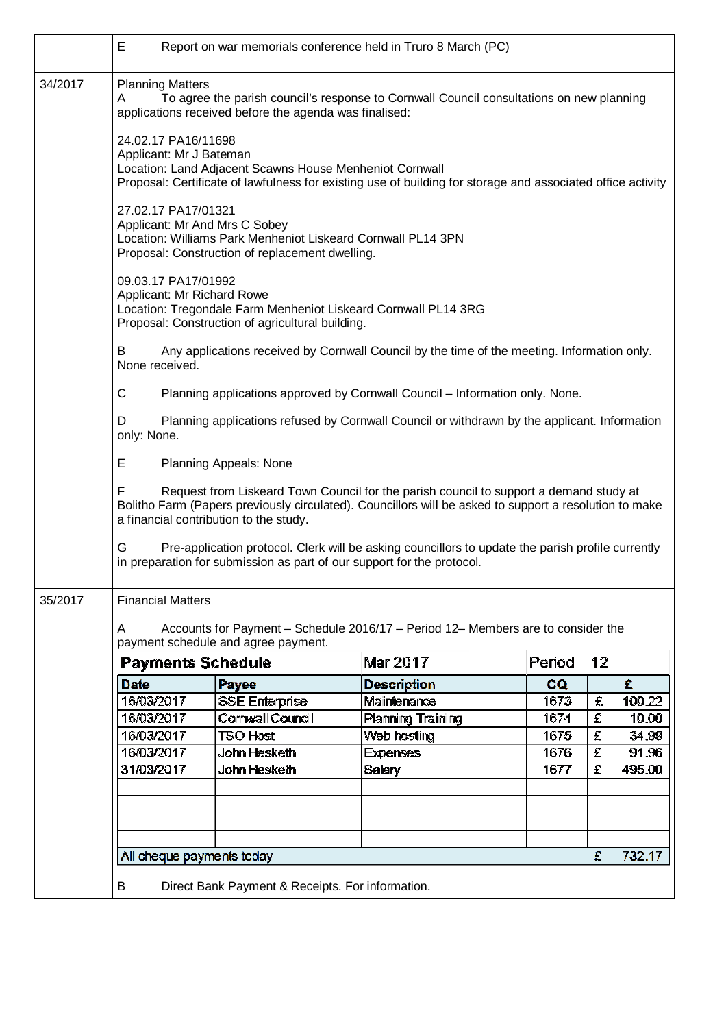| | |
|---|---|
| | E Report on war memorials conference held in Truro 8 March (PC) |

**34/2017** Planning Matters

A To agree the parish council's response to Cornwall Council consultations on new planning applications received before the agenda was finalised:

24.02.17 PA16/11698
Applicant: Mr J Bateman
Location: Land Adjacent Scawns House Menheniot Cornwall
Proposal: Certificate of lawfulness for existing use of building for storage and associated office activity

27.02.17 PA17/01321
Applicant: Mr And Mrs C Sobey
Location: Williams Park Menheniot Liskeard Cornwall PL14 3PN
Proposal: Construction of replacement dwelling.

09.03.17 PA17/01992
Applicant: Mr Richard Rowe
Location: Tregondale Farm Menheniot Liskeard Cornwall PL14 3RG
Proposal: Construction of agricultural building.

B Any applications received by Cornwall Council by the time of the meeting. Information only. None received.

C Planning applications approved by Cornwall Council – Information only. None.

D Planning applications refused by Cornwall Council or withdrawn by the applicant. Information only: None.

E Planning Appeals: None

F Request from Liskeard Town Council for the parish council to support a demand study at Bolitho Farm (Papers previously circulated). Councillors will be asked to support a resolution to make a financial contribution to the study.

G Pre-application protocol. Clerk will be asking councillors to update the parish profile currently in preparation for submission as part of our support for the protocol.

**35/2017** Financial Matters

A Accounts for Payment – Schedule 2016/17 – Period 12– Members are to consider the payment schedule and agree payment.

| **Payments Schedule** | | Mar 2017 | Period | 12 |
|---|---|---|---|---|
| **Date** | **Payee** | **Description** | **CQ** | **£** |
| 16/03/2017 | SSE Enterprise | Maintenance | 1673 | £ 100.22 |
| 16/03/2017 | Cornwall Council | Planning Training | 1674 | £ 10.00 |
| 16/03/2017 | TSO Host | Web hosting | 1675 | £ 34.99 |
| 16/03/2017 | John Hesketh | Expenses | 1676 | £ 91.96 |
| 31/03/2017 | John Hesketh | Salary | 1677 | £ 495.00 |
| | | | | |
| | | | | |
| | | | | |
| | | | | |
| All cheque payments today | | | | £ 732.17 |

B Direct Bank Payment & Receipts. For information.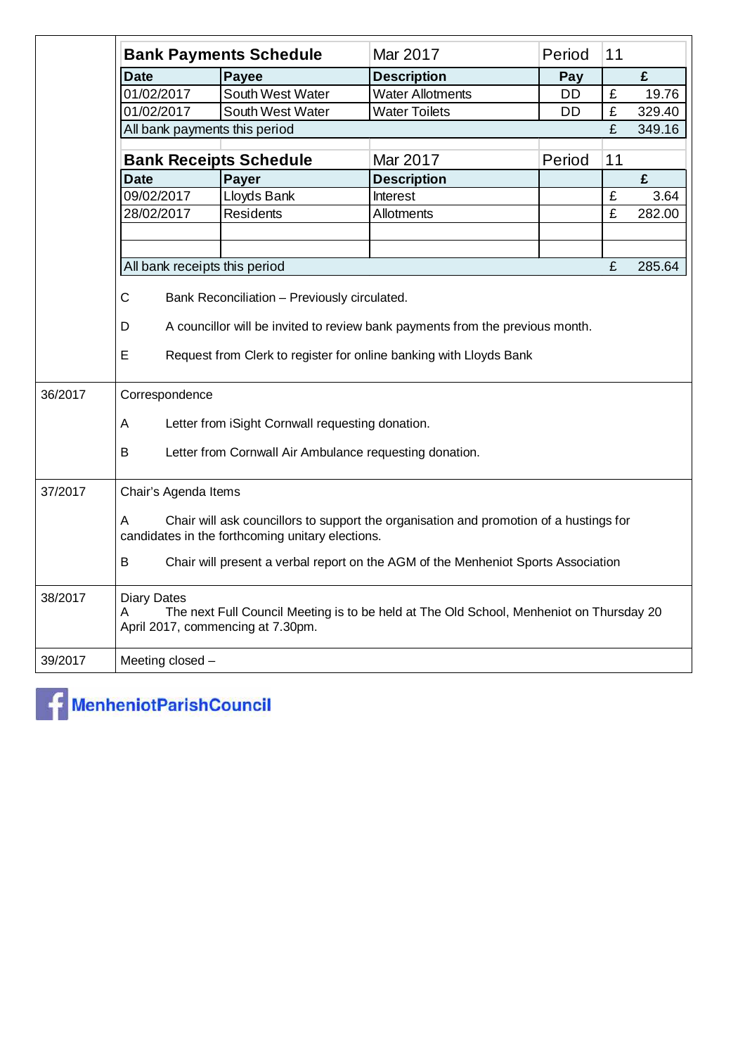| Bank Payments Schedule | | Mar 2017 | Period | 11 |
|---|---|---|---|---|
| **Date** | **Payee** | **Description** | **Pay** | **£** |
| 01/02/2017 | South West Water | Water Allotments | DD | £ 19.76 |
| 01/02/2017 | South West Water | Water Toilets | DD | £ 329.40 |
| All bank payments this period | | | | £ 349.16 |

| Bank Receipts Schedule | | Mar 2017 | Period | 11 |
|---|---|---|---|---|
| **Date** | **Payer** | **Description** | | **£** |
| 09/02/2017 | Lloyds Bank | Interest | | £ 3.64 |
| 28/02/2017 | Residents | Allotments | | £ 282.00 |
| | | | | |
| | | | | |
| All bank receipts this period | | | | £ 285.64 |

C Bank Reconciliation – Previously circulated.

D A councillor will be invited to review bank payments from the previous month.

E Request from Clerk to register for online banking with Lloyds Bank

| | |
|---|---|
| 36/2017 | Correspondence<br><br>A Letter from iSight Cornwall requesting donation.<br><br>B Letter from Cornwall Air Ambulance requesting donation. |
| 37/2017 | Chair's Agenda Items<br><br>A Chair will ask councillors to support the organisation and promotion of a hustings for candidates in the forthcoming unitary elections.<br><br>B Chair will present a verbal report on the AGM of the Menheniot Sports Association |
| 38/2017 | Diary Dates<br>A The next Full Council Meeting is to be held at The Old School, Menheniot on Thursday 20 April 2017, commencing at 7.30pm. |
| 39/2017 | Meeting closed – |

MenheniotParishCouncil